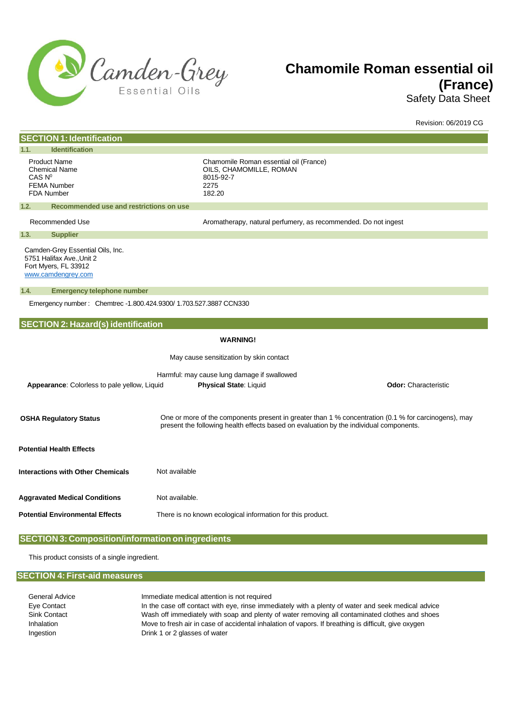Camden-Grey Essential Oils

# Chamomile Roman essential oil (France)

Safety Data Sheet

Revision: 06/2019 CG

## SECTION 1: Identification

### 1.1. Identification

| | |
|---|---|
| Product Name | Chamomile Roman essential oil (France) |
| Chemical Name | OILS, CHAMOMILLE, ROMAN |
| CAS N⁰ | 8015-92-7 |
| FEMA Number | 2275 |
| FDA Number | 182.20 |

### 1.2. Recommended use and restrictions on use

Recommended Use — Aromatherapy, natural perfumery, as recommended. Do not ingest

### 1.3. Supplier

Camden-Grey Essential Oils, Inc.
5751 Halifax Ave.,Unit 2
Fort Myers, FL 33912
www.camdengrey.com

### 1.4. Emergency telephone number

Emergency number : Chemtrec -1.800.424.9300/ 1.703.527.3887 CCN330

## SECTION 2: Hazard(s) identification

**WARNING!**

May cause sensitization by skin contact

Harmful: may cause lung damage if swallowed

**Appearance**: Colorless to pale yellow, Liquid **Physical State**: Liquid **Odor:** Characteristic

**OSHA Regulatory Status** — One or more of the components present in greater than 1 % concentration (0.1 % for carcinogens), may present the following health effects based on evaluation by the individual components.

**Potential Health Effects**

**Interactions with Other Chemicals** — Not available

**Aggravated Medical Conditions** — Not available.

**Potential Environmental Effects** — There is no known ecological information for this product.

## SECTION 3: Composition/information on ingredients

This product consists of a single ingredient.

## SECTION 4: First-aid measures

| | |
|---|---|
| General Advice | Immediate medical attention is not required |
| Eye Contact | In the case off contact with eye, rinse immediately with a plenty of water and seek medical advice |
| Sink Contact | Wash off immediately with soap and plenty of water removing all contaminated clothes and shoes |
| Inhalation | Move to fresh air in case of accidental inhalation of vapors. If breathing is difficult, give oxygen |
| Ingestion | Drink 1 or 2 glasses of water |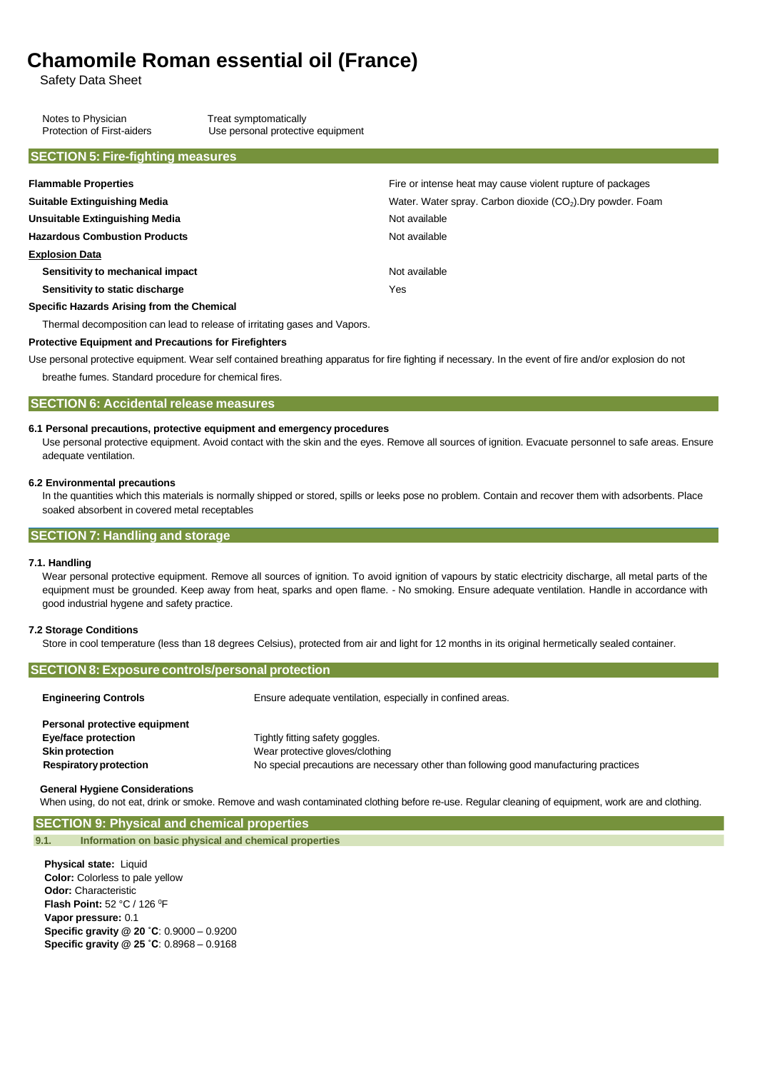# Chamomile Roman essential oil (France)

Safety Data Sheet

| | |
|---|---|
| Notes to Physician | Treat symptomatically |
| Protection of First-aiders | Use personal protective equipment |

## SECTION 5: Fire-fighting measures

| | |
|---|---|
| **Flammable Properties** | Fire or intense heat may cause violent rupture of packages |
| **Suitable Extinguishing Media** | Water. Water spray. Carbon dioxide ($CO_2$).Dry powder. Foam |
| **Unsuitable Extinguishing Media** | Not available |
| **Hazardous Combustion Products** | Not available |

**Explosion Data**

| | |
|---|---|
| **Sensitivity to mechanical impact** | Not available |
| **Sensitivity to static discharge** | Yes |

**Specific Hazards Arising from the Chemical**

Thermal decomposition can lead to release of irritating gases and Vapors.

**Protective Equipment and Precautions for Firefighters**

Use personal protective equipment. Wear self contained breathing apparatus for fire fighting if necessary. In the event of fire and/or explosion do not breathe fumes. Standard procedure for chemical fires.

## SECTION 6: Accidental release measures

**6.1 Personal precautions, protective equipment and emergency procedures**

Use personal protective equipment. Avoid contact with the skin and the eyes. Remove all sources of ignition. Evacuate personnel to safe areas. Ensure adequate ventilation.

**6.2 Environmental precautions**

In the quantities which this materials is normally shipped or stored, spills or leeks pose no problem. Contain and recover them with adsorbents. Place soaked absorbent in covered metal receptables

## SECTION 7: Handling and storage

**7.1. Handling**

Wear personal protective equipment. Remove all sources of ignition. To avoid ignition of vapours by static electricity discharge, all metal parts of the equipment must be grounded. Keep away from heat, sparks and open flame. - No smoking. Ensure adequate ventilation. Handle in accordance with good industrial hygene and safety practice.

**7.2 Storage Conditions**

Store in cool temperature (less than 18 degrees Celsius), protected from air and light for 12 months in its original hermetically sealed container.

## SECTION 8: Exposure controls/personal protection

| | |
|---|---|
| **Engineering Controls** | Ensure adequate ventilation, especially in confined areas. |

**Personal protective equipment**

| | |
|---|---|
| **Eye/face protection** | Tightly fitting safety goggles. |
| **Skin protection** | Wear protective gloves/clothing |
| **Respiratory protection** | No special precautions are necessary other than following good manufacturing practices |

**General Hygiene Considerations**

When using, do not eat, drink or smoke. Remove and wash contaminated clothing before re-use. Regular cleaning of equipment, work are and clothing.

## SECTION 9: Physical and chemical properties

### 9.1. Information on basic physical and chemical properties

**Physical state:** Liquid
**Color:** Colorless to pale yellow
**Odor:** Characteristic
**Flash Point:** 52 °C / 126 °F
**Vapor pressure:** 0.1
**Specific gravity @ 20 ˚C**: 0.9000 – 0.9200
**Specific gravity @ 25 ˚C**: 0.8968 – 0.9168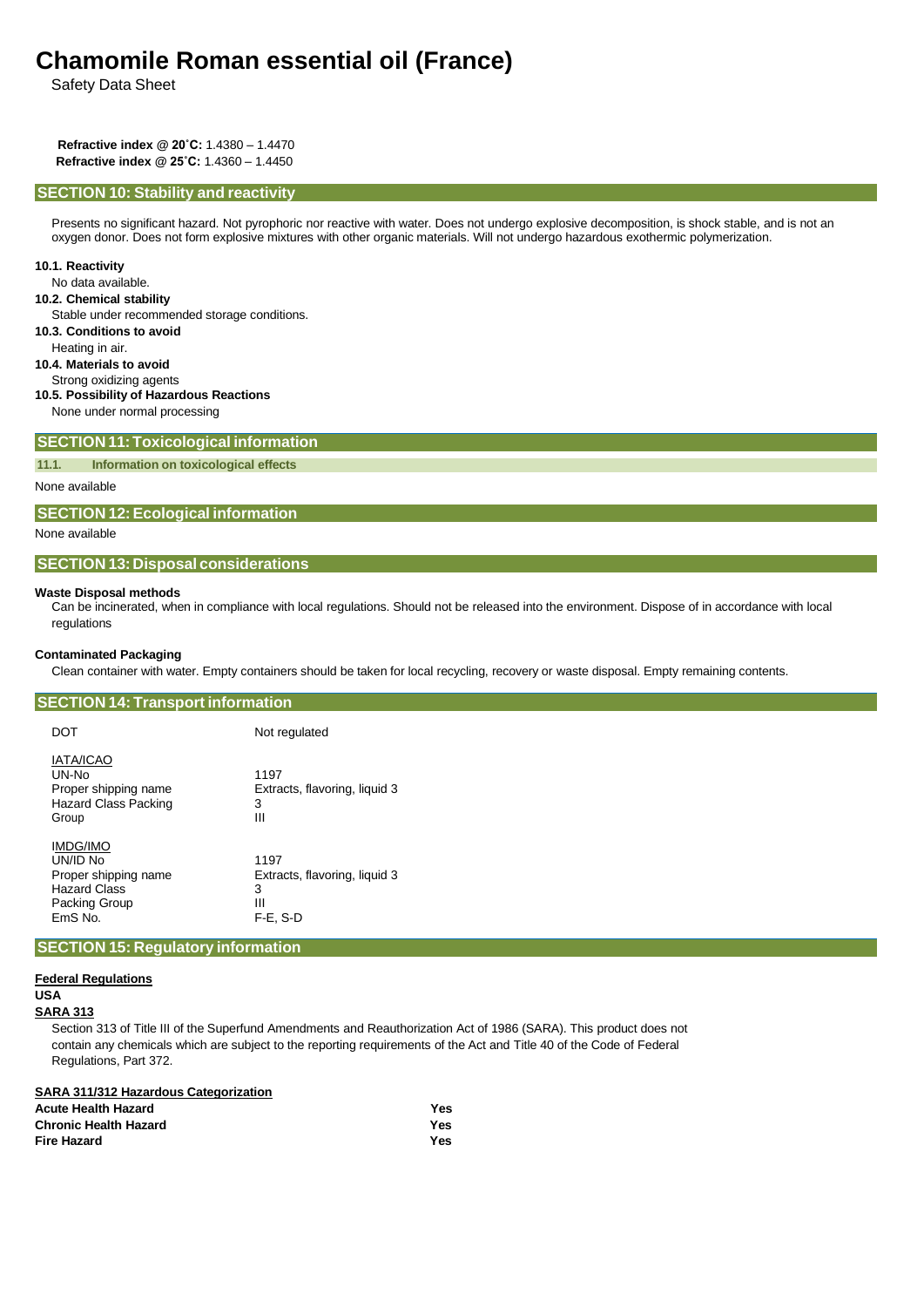**Refractive index @ 20˚C:** 1.4380 – 1.4470
**Refractive index @ 25˚C:** 1.4360 – 1.4450

## SECTION 10: Stability and reactivity

Presents no significant hazard. Not pyrophoric nor reactive with water. Does not undergo explosive decomposition, is shock stable, and is not an oxygen donor. Does not form explosive mixtures with other organic materials. Will not undergo hazardous exothermic polymerization.

**10.1. Reactivity**
No data available.

**10.2. Chemical stability**
Stable under recommended storage conditions.

**10.3. Conditions to avoid**
Heating in air.

**10.4. Materials to avoid**
Strong oxidizing agents

**10.5. Possibility of Hazardous Reactions**
None under normal processing

## SECTION 11: Toxicological information

### 11.1. Information on toxicological effects

None available

## SECTION 12: Ecological information

None available

## SECTION 13: Disposal considerations

**Waste Disposal methods**
Can be incinerated, when in compliance with local regulations. Should not be released into the environment. Dispose of in accordance with local regulations

**Contaminated Packaging**
Clean container with water. Empty containers should be taken for local recycling, recovery or waste disposal. Empty remaining contents.

## SECTION 14: Transport information

| | |
|---|---|
| DOT | Not regulated |
| **IATA/ICAO** | |
| UN-No | 1197 |
| Proper shipping name | Extracts, flavoring, liquid 3 |
| Hazard Class Packing | 3 |
| Group | III |
| **IMDG/IMO** | |
| UN/ID No | 1197 |
| Proper shipping name | Extracts, flavoring, liquid 3 |
| Hazard Class | 3 |
| Packing Group | III |
| EmS No. | F-E, S-D |

## SECTION 15: Regulatory information

**Federal Regulations**

**USA**

**SARA 313**

Section 313 of Title III of the Superfund Amendments and Reauthorization Act of 1986 (SARA). This product does not contain any chemicals which are subject to the reporting requirements of the Act and Title 40 of the Code of Federal Regulations, Part 372.

**SARA 311/312 Hazardous Categorization**

| | |
|---|---|
| **Acute Health Hazard** | **Yes** |
| **Chronic Health Hazard** | **Yes** |
| **Fire Hazard** | **Yes** |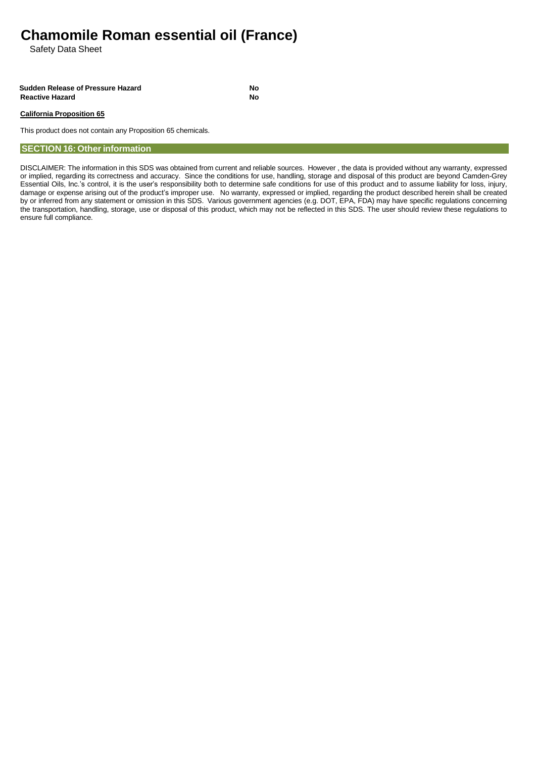| | |
|---|---|
| **Sudden Release of Pressure Hazard** | **No** |
| **Reactive Hazard** | **No** |

**California Proposition 65**

This product does not contain any Proposition 65 chemicals.

## SECTION 16: Other information

DISCLAIMER: The information in this SDS was obtained from current and reliable sources. However , the data is provided without any warranty, expressed or implied, regarding its correctness and accuracy. Since the conditions for use, handling, storage and disposal of this product are beyond Camden-Grey Essential Oils, Inc.'s control, it is the user's responsibility both to determine safe conditions for use of this product and to assume liability for loss, injury, damage or expense arising out of the product's improper use. No warranty, expressed or implied, regarding the product described herein shall be created by or inferred from any statement or omission in this SDS. Various government agencies (e.g. DOT, EPA, FDA) may have specific regulations concerning the transportation, handling, storage, use or disposal of this product, which may not be reflected in this SDS. The user should review these regulations to ensure full compliance.